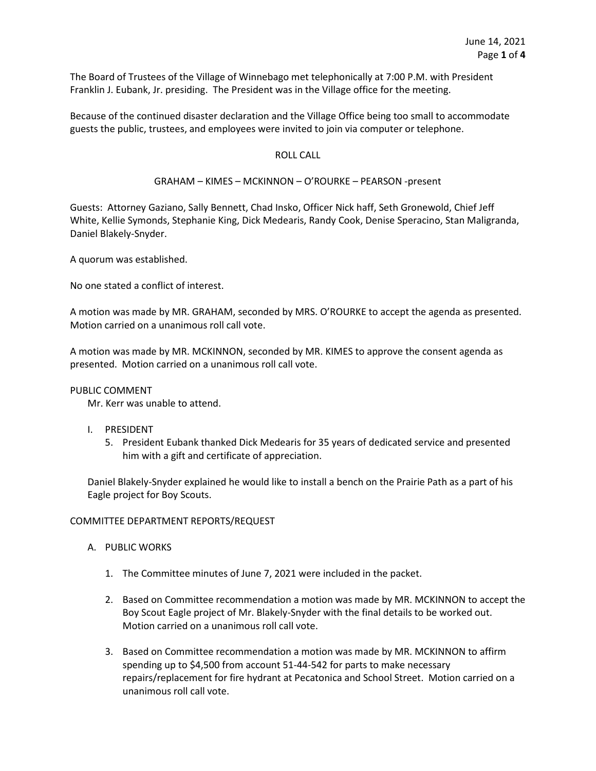The Board of Trustees of the Village of Winnebago met telephonically at 7:00 P.M. with President Franklin J. Eubank, Jr. presiding. The President was in the Village office for the meeting.

Because of the continued disaster declaration and the Village Office being too small to accommodate guests the public, trustees, and employees were invited to join via computer or telephone.

ROLL CALL

GRAHAM – KIMES – MCKINNON – O'ROURKE – PEARSON -present

Guests: Attorney Gaziano, Sally Bennett, Chad Insko, Officer Nick haff, Seth Gronewold, Chief Jeff White, Kellie Symonds, Stephanie King, Dick Medearis, Randy Cook, Denise Speracino, Stan Maligranda, Daniel Blakely-Snyder.

A quorum was established.

No one stated a conflict of interest.

A motion was made by MR. GRAHAM, seconded by MRS. O'ROURKE to accept the agenda as presented. Motion carried on a unanimous roll call vote.

A motion was made by MR. MCKINNON, seconded by MR. KIMES to approve the consent agenda as presented. Motion carried on a unanimous roll call vote.

PUBLIC COMMENT

Mr. Kerr was unable to attend.

I. PRESIDENT

5. President Eubank thanked Dick Medearis for 35 years of dedicated service and presented him with a gift and certificate of appreciation.

Daniel Blakely-Snyder explained he would like to install a bench on the Prairie Path as a part of his Eagle project for Boy Scouts.

COMMITTEE DEPARTMENT REPORTS/REQUEST

A. PUBLIC WORKS

1. The Committee minutes of June 7, 2021 were included in the packet.

2. Based on Committee recommendation a motion was made by MR. MCKINNON to accept the Boy Scout Eagle project of Mr. Blakely-Snyder with the final details to be worked out. Motion carried on a unanimous roll call vote.

3. Based on Committee recommendation a motion was made by MR. MCKINNON to affirm spending up to $4,500 from account 51-44-542 for parts to make necessary repairs/replacement for fire hydrant at Pecatonica and School Street. Motion carried on a unanimous roll call vote.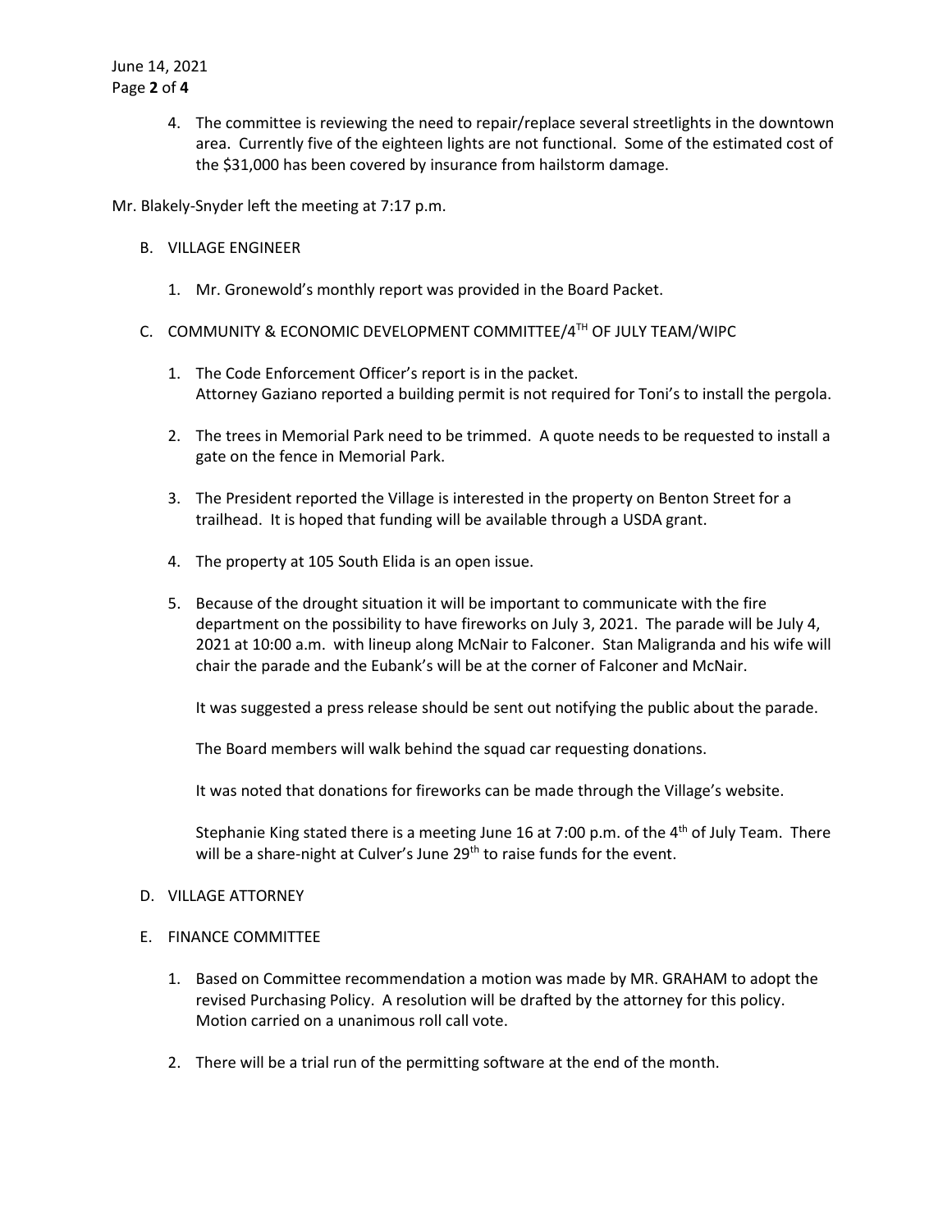4. The committee is reviewing the need to repair/replace several streetlights in the downtown area. Currently five of the eighteen lights are not functional. Some of the estimated cost of the $31,000 has been covered by insurance from hailstorm damage.

Mr. Blakely-Snyder left the meeting at 7:17 p.m.

B. VILLAGE ENGINEER

1. Mr. Gronewold's monthly report was provided in the Board Packet.

C. COMMUNITY & ECONOMIC DEVELOPMENT COMMITTEE/4TH OF JULY TEAM/WIPC

1. The Code Enforcement Officer's report is in the packet.
   Attorney Gaziano reported a building permit is not required for Toni's to install the pergola.

2. The trees in Memorial Park need to be trimmed. A quote needs to be requested to install a gate on the fence in Memorial Park.

3. The President reported the Village is interested in the property on Benton Street for a trailhead. It is hoped that funding will be available through a USDA grant.

4. The property at 105 South Elida is an open issue.

5. Because of the drought situation it will be important to communicate with the fire department on the possibility to have fireworks on July 3, 2021. The parade will be July 4, 2021 at 10:00 a.m. with lineup along McNair to Falconer. Stan Maligranda and his wife will chair the parade and the Eubank's will be at the corner of Falconer and McNair.

   It was suggested a press release should be sent out notifying the public about the parade.

   The Board members will walk behind the squad car requesting donations.

   It was noted that donations for fireworks can be made through the Village's website.

   Stephanie King stated there is a meeting June 16 at 7:00 p.m. of the 4th of July Team. There will be a share-night at Culver's June 29th to raise funds for the event.

D. VILLAGE ATTORNEY

E. FINANCE COMMITTEE

1. Based on Committee recommendation a motion was made by MR. GRAHAM to adopt the revised Purchasing Policy. A resolution will be drafted by the attorney for this policy. Motion carried on a unanimous roll call vote.

2. There will be a trial run of the permitting software at the end of the month.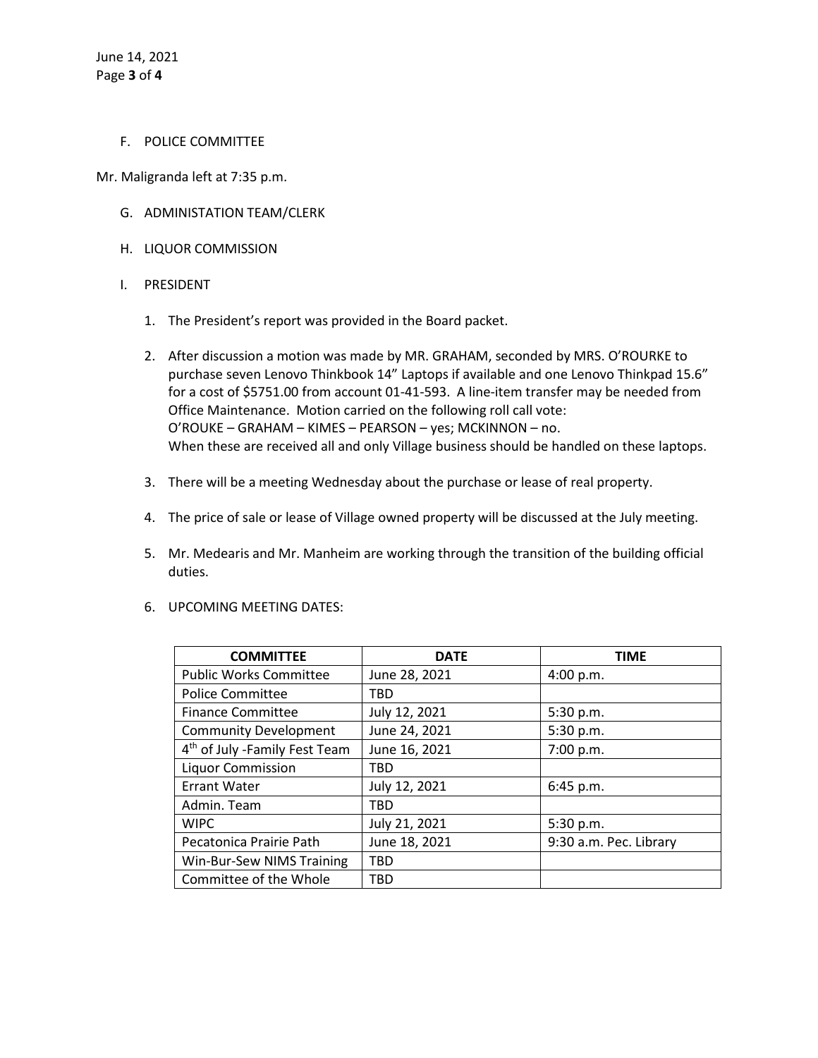F. POLICE COMMITTEE

Mr. Maligranda left at 7:35 p.m.

G. ADMINISTATION TEAM/CLERK

H. LIQUOR COMMISSION

I. PRESIDENT

1. The President's report was provided in the Board packet.

2. After discussion a motion was made by MR. GRAHAM, seconded by MRS. O'ROURKE to purchase seven Lenovo Thinkbook 14" Laptops if available and one Lenovo Thinkpad 15.6" for a cost of $5751.00 from account 01-41-593. A line-item transfer may be needed from Office Maintenance. Motion carried on the following roll call vote:
O'ROUKE – GRAHAM – KIMES – PEARSON – yes; MCKINNON – no.
When these are received all and only Village business should be handled on these laptops.

3. There will be a meeting Wednesday about the purchase or lease of real property.

4. The price of sale or lease of Village owned property will be discussed at the July meeting.

5. Mr. Medearis and Mr. Manheim are working through the transition of the building official duties.

6. UPCOMING MEETING DATES:

| COMMITTEE | DATE | TIME |
|---|---|---|
| Public Works Committee | June 28, 2021 | 4:00 p.m. |
| Police Committee | TBD | |
| Finance Committee | July 12, 2021 | 5:30 p.m. |
| Community Development | June 24, 2021 | 5:30 p.m. |
| 4th of July -Family Fest Team | June 16, 2021 | 7:00 p.m. |
| Liquor Commission | TBD | |
| Errant Water | July 12, 2021 | 6:45 p.m. |
| Admin. Team | TBD | |
| WIPC | July 21, 2021 | 5:30 p.m. |
| Pecatonica Prairie Path | June 18, 2021 | 9:30 a.m. Pec. Library |
| Win-Bur-Sew NIMS Training | TBD | |
| Committee of the Whole | TBD | |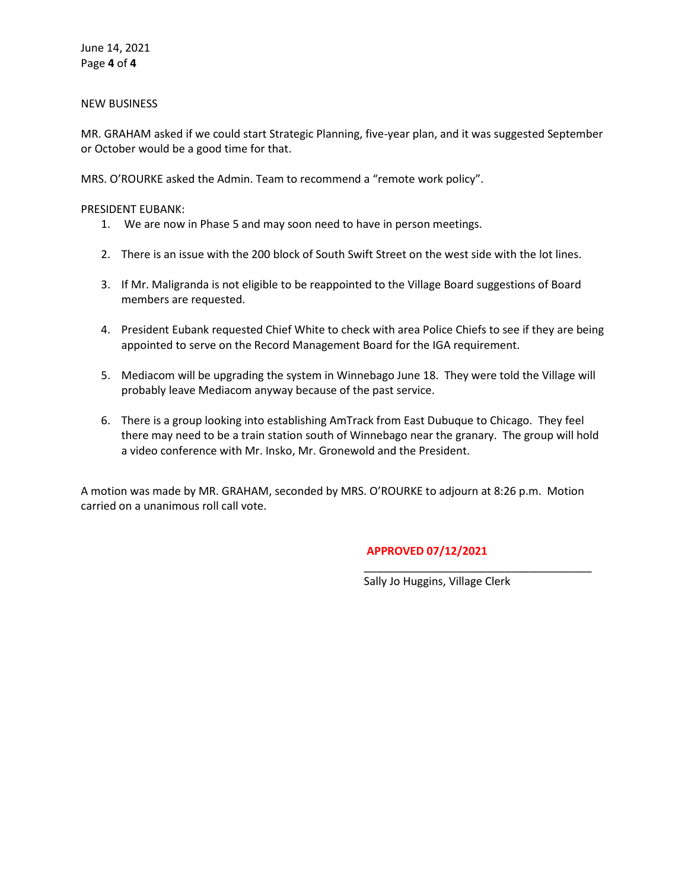NEW BUSINESS

MR. GRAHAM asked if we could start Strategic Planning, five-year plan, and it was suggested September or October would be a good time for that.

MRS. O'ROURKE asked the Admin. Team to recommend a "remote work policy".

PRESIDENT EUBANK:

1. We are now in Phase 5 and may soon need to have in person meetings.

2. There is an issue with the 200 block of South Swift Street on the west side with the lot lines.

3. If Mr. Maligranda is not eligible to be reappointed to the Village Board suggestions of Board members are requested.

4. President Eubank requested Chief White to check with area Police Chiefs to see if they are being appointed to serve on the Record Management Board for the IGA requirement.

5. Mediacom will be upgrading the system in Winnebago June 18. They were told the Village will probably leave Mediacom anyway because of the past service.

6. There is a group looking into establishing AmTrack from East Dubuque to Chicago. They feel there may need to be a train station south of Winnebago near the granary. The group will hold a video conference with Mr. Insko, Mr. Gronewold and the President.

A motion was made by MR. GRAHAM, seconded by MRS. O'ROURKE to adjourn at 8:26 p.m. Motion carried on a unanimous roll call vote.

**APPROVED 07/12/2021**

\_\_\_\_\_\_\_\_\_\_\_\_\_\_\_\_\_\_\_\_\_\_\_\_\_\_\_\_\_\_\_\_\_\_\_\_\_\_

Sally Jo Huggins, Village Clerk